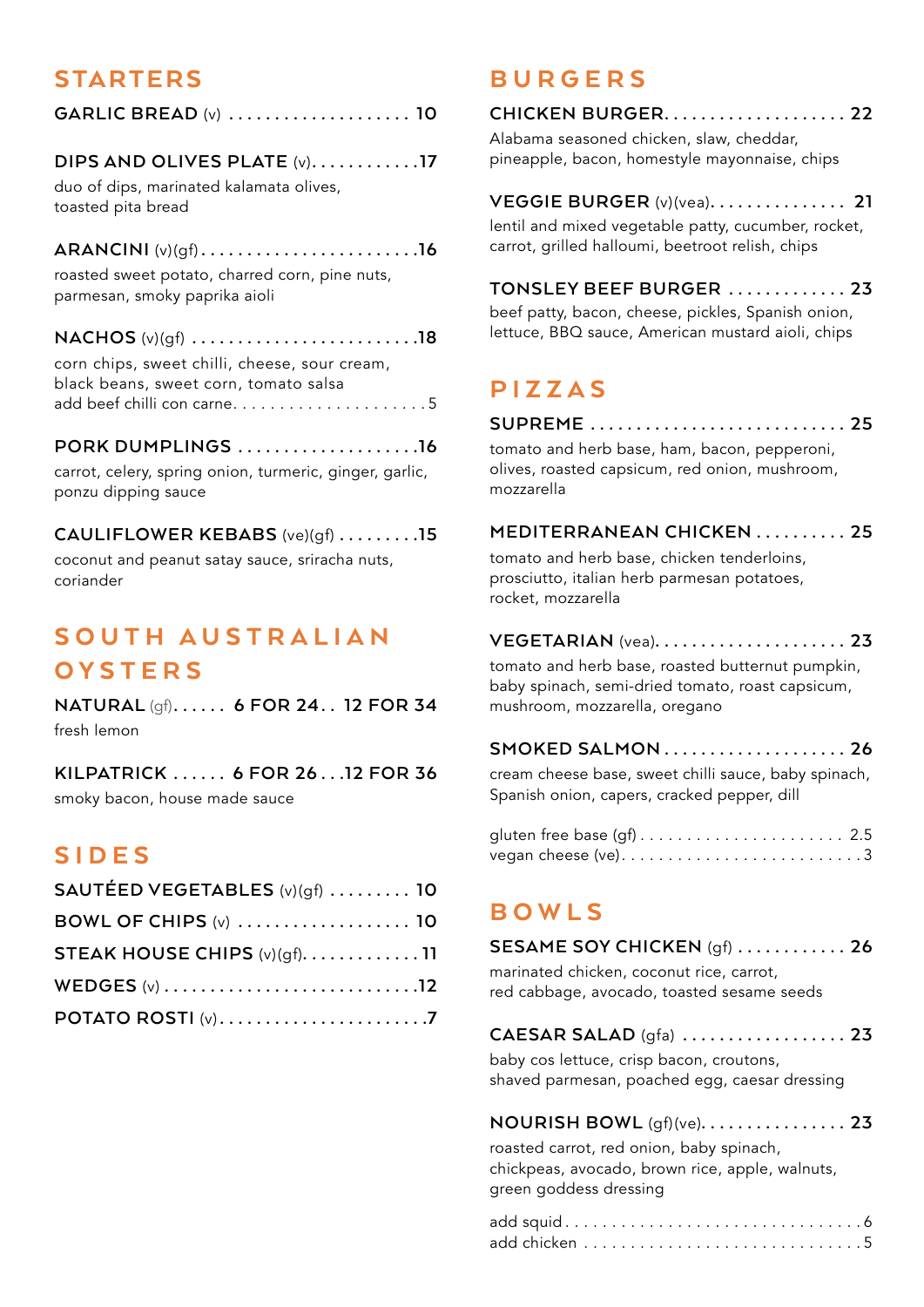## STARTERS

**GARLIC BREAD** (v) .................... 10

**DIPS AND OLIVES PLATE** (v)............17

duo of dips, marinated kalamata olives, toasted pita bread

**ARANCINI** (v)(gf)........................16

roasted sweet potato, charred corn, pine nuts, parmesan, smoky paprika aioli

**NACHOS** (v)(gf) .........................18

corn chips, sweet chilli, cheese, sour cream, black beans, sweet corn, tomato salsa
add beef chilli con carne.....................5

**PORK DUMPLINGS** ....................16

carrot, celery, spring onion, turmeric, ginger, garlic, ponzu dipping sauce

**CAULIFLOWER KEBABS** (ve)(gf) .........15

coconut and peanut satay sauce, sriracha nuts, coriander

## SOUTH AUSTRALIAN OYSTERS

**NATURAL** (gf)...... **6 FOR 24.. 12 FOR 34**

fresh lemon

**KILPATRICK ...... 6 FOR 26...12 FOR 36**

smoky bacon, house made sauce

## SIDES

**SAUTÉED VEGETABLES** (v)(gf) ......... 10

**BOWL OF CHIPS** (v) ................... 10

**STEAK HOUSE CHIPS** (v)(gf).............11

**WEDGES** (v)............................12

**POTATO ROSTI** (v).......................7

## BURGERS

**CHICKEN BURGER.................... 22**

Alabama seasoned chicken, slaw, cheddar, pineapple, bacon, homestyle mayonnaise, chips

**VEGGIE BURGER** (v)(vea)............... 21

lentil and mixed vegetable patty, cucumber, rocket, carrot, grilled halloumi, beetroot relish, chips

**TONSLEY BEEF BURGER ............. 23**

beef patty, bacon, cheese, pickles, Spanish onion, lettuce, BBQ sauce, American mustard aioli, chips

## PIZZAS

**SUPREME ............................ 25**

tomato and herb base, ham, bacon, pepperoni, olives, roasted capsicum, red onion, mushroom, mozzarella

**MEDITERRANEAN CHICKEN .......... 25**

tomato and herb base, chicken tenderloins, prosciutto, italian herb parmesan potatoes, rocket, mozzarella

**VEGETARIAN** (vea)..................... 23

tomato and herb base, roasted butternut pumpkin, baby spinach, semi-dried tomato, roast capsicum, mushroom, mozzarella, oregano

**SMOKED SALMON .................... 26**

cream cheese base, sweet chilli sauce, baby spinach, Spanish onion, capers, cracked pepper, dill

gluten free base (gf) ....................... 2.5
vegan cheese (ve)..........................3

## BOWLS

**SESAME SOY CHICKEN** (gf) ............ 26

marinated chicken, coconut rice, carrot, red cabbage, avocado, toasted sesame seeds

**CAESAR SALAD** (gfa) .................. 23

baby cos lettuce, crisp bacon, croutons, shaved parmesan, poached egg, caesar dressing

**NOURISH BOWL** (gf)(ve)................ 23

roasted carrot, red onion, baby spinach, chickpeas, avocado, brown rice, apple, walnuts, green goddess dressing

add squid................................6
add chicken .............................5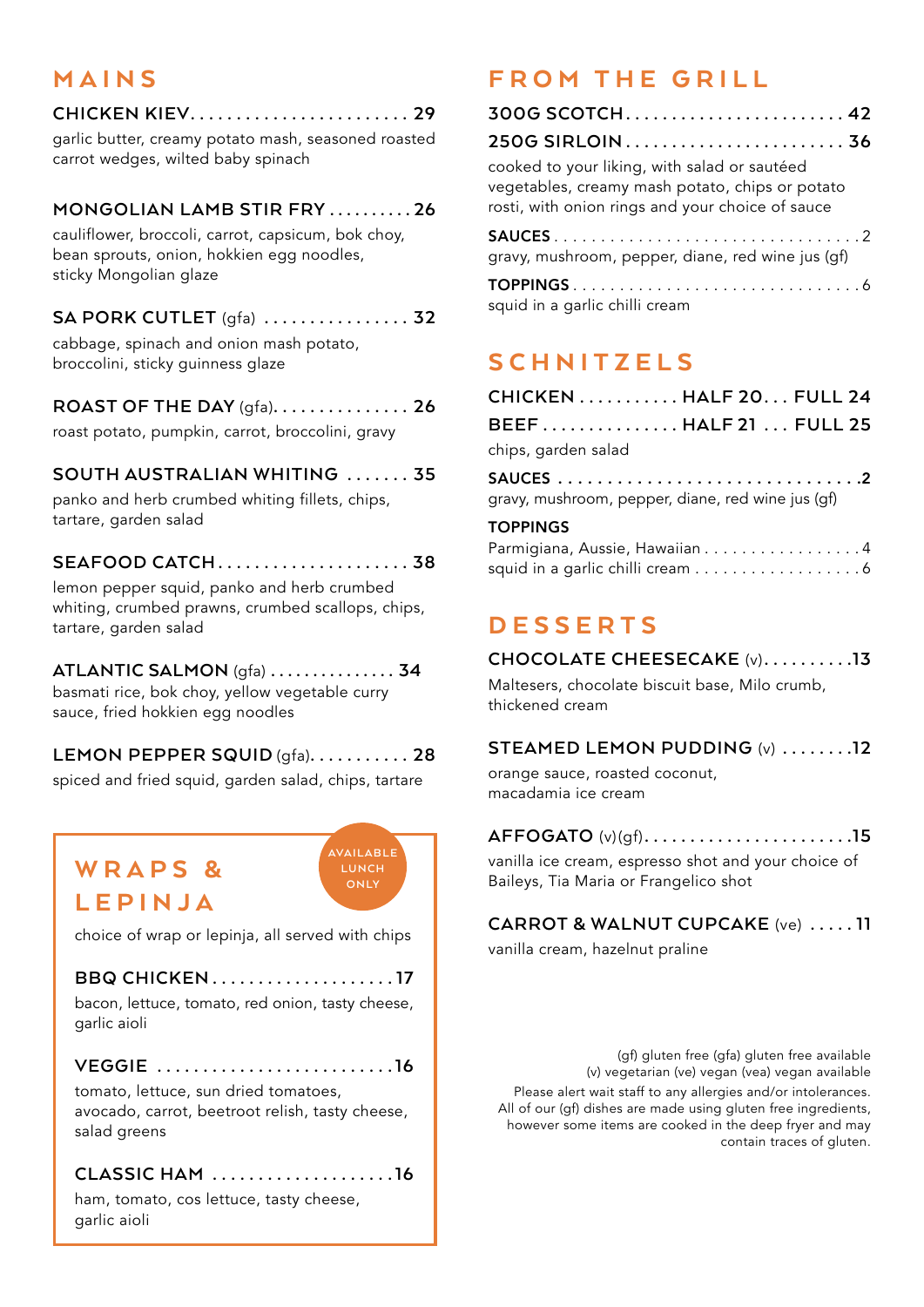## MAINS

**CHICKEN KIEV** ........................ 29
garlic butter, creamy potato mash, seasoned roasted carrot wedges, wilted baby spinach

**MONGOLIAN LAMB STIR FRY** .......... 26
cauliflower, broccoli, carrot, capsicum, bok choy, bean sprouts, onion, hokkien egg noodles, sticky Mongolian glaze

**SA PORK CUTLET** (gfa) ................ 32
cabbage, spinach and onion mash potato, broccolini, sticky guinness glaze

**ROAST OF THE DAY** (gfa)................ 26
roast potato, pumpkin, carrot, broccolini, gravy

**SOUTH AUSTRALIAN WHITING** ....... 35
panko and herb crumbed whiting fillets, chips, tartare, garden salad

**SEAFOOD CATCH** ...................... 38
lemon pepper squid, panko and herb crumbed whiting, crumbed prawns, crumbed scallops, chips, tartare, garden salad

**ATLANTIC SALMON** (gfa) ............... 34
basmati rice, bok choy, yellow vegetable curry sauce, fried hokkien egg noodles

**LEMON PEPPER SQUID** (gfa)........... 28
spiced and fried squid, garden salad, chips, tartare

## WRAPS & LEPINJA

AVAILABLE LUNCH ONLY

choice of wrap or lepinja, all served with chips

**BBQ CHICKEN** .................... 17
bacon, lettuce, tomato, red onion, tasty cheese, garlic aioli

**VEGGIE** .......................... 16
tomato, lettuce, sun dried tomatoes, avocado, carrot, beetroot relish, tasty cheese, salad greens

**CLASSIC HAM** .................... 16
ham, tomato, cos lettuce, tasty cheese, garlic aioli

## FROM THE GRILL

**300G SCOTCH** ........................ 42

**250G SIRLOIN** ........................ 36

cooked to your liking, with salad or sautéed vegetables, creamy mash potato, chips or potato rosti, with onion rings and your choice of sauce

**SAUCES** ................................. 2
gravy, mushroom, pepper, diane, red wine jus (gf)

**TOPPINGS** ............................... 6
squid in a garlic chilli cream

## SCHNITZELS

**CHICKEN** ........... HALF 20... FULL 24

**BEEF** ............... HALF 21 ... FULL 25

chips, garden salad

**SAUCES** ................................ 2
gravy, mushroom, pepper, diane, red wine jus (gf)

**TOPPINGS**
Parmigiana, Aussie, Hawaiian ................. 4
squid in a garlic chilli cream .................. 6

## DESSERTS

**CHOCOLATE CHEESECAKE** (v).......... 13
Maltesers, chocolate biscuit base, Milo crumb, thickened cream

**STEAMED LEMON PUDDING** (v) ........ 12
orange sauce, roasted coconut, macadamia ice cream

**AFFOGATO** (v)(gf)...................... 15
vanilla ice cream, espresso shot and your choice of Baileys, Tia Maria or Frangelico shot

**CARROT & WALNUT CUPCAKE** (ve) ..... 11
vanilla cream, hazelnut praline

(gf) gluten free (gfa) gluten free available
(v) vegetarian (ve) vegan (vea) vegan available

Please alert wait staff to any allergies and/or intolerances. All of our (gf) dishes are made using gluten free ingredients, however some items are cooked in the deep fryer and may contain traces of gluten.